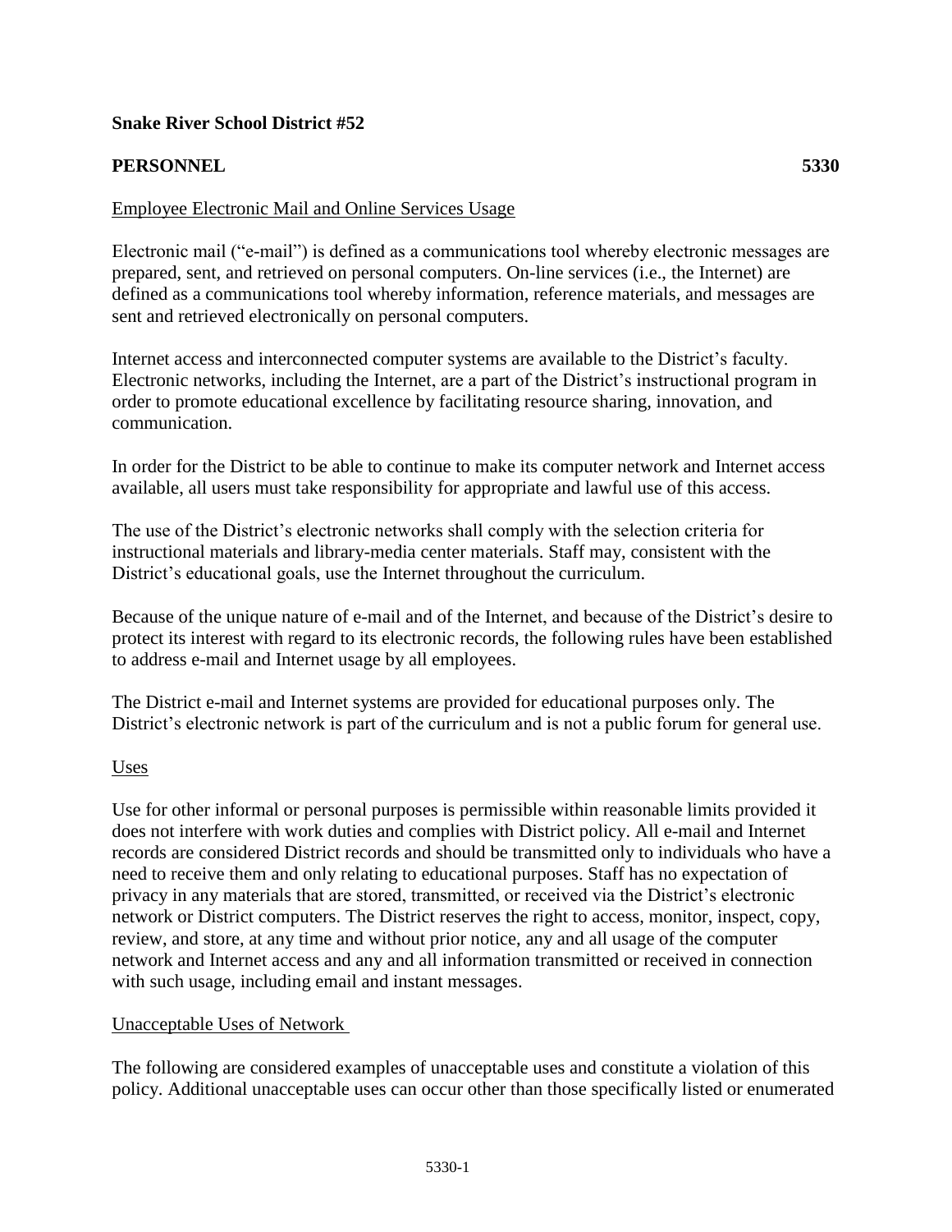**Snake River School District #52**

**PERSONNEL** **5330**

Employee Electronic Mail and Online Services Usage

Electronic mail ("e-mail") is defined as a communications tool whereby electronic messages are prepared, sent, and retrieved on personal computers. On-line services (i.e., the Internet) are defined as a communications tool whereby information, reference materials, and messages are sent and retrieved electronically on personal computers.

Internet access and interconnected computer systems are available to the District's faculty. Electronic networks, including the Internet, are a part of the District's instructional program in order to promote educational excellence by facilitating resource sharing, innovation, and communication.

In order for the District to be able to continue to make its computer network and Internet access available, all users must take responsibility for appropriate and lawful use of this access.

The use of the District's electronic networks shall comply with the selection criteria for instructional materials and library-media center materials. Staff may, consistent with the District's educational goals, use the Internet throughout the curriculum.

Because of the unique nature of e-mail and of the Internet, and because of the District's desire to protect its interest with regard to its electronic records, the following rules have been established to address e-mail and Internet usage by all employees.

The District e-mail and Internet systems are provided for educational purposes only. The District's electronic network is part of the curriculum and is not a public forum for general use.

Uses

Use for other informal or personal purposes is permissible within reasonable limits provided it does not interfere with work duties and complies with District policy. All e-mail and Internet records are considered District records and should be transmitted only to individuals who have a need to receive them and only relating to educational purposes. Staff has no expectation of privacy in any materials that are stored, transmitted, or received via the District's electronic network or District computers. The District reserves the right to access, monitor, inspect, copy, review, and store, at any time and without prior notice, any and all usage of the computer network and Internet access and any and all information transmitted or received in connection with such usage, including email and instant messages.

Unacceptable Uses of Network

The following are considered examples of unacceptable uses and constitute a violation of this policy. Additional unacceptable uses can occur other than those specifically listed or enumerated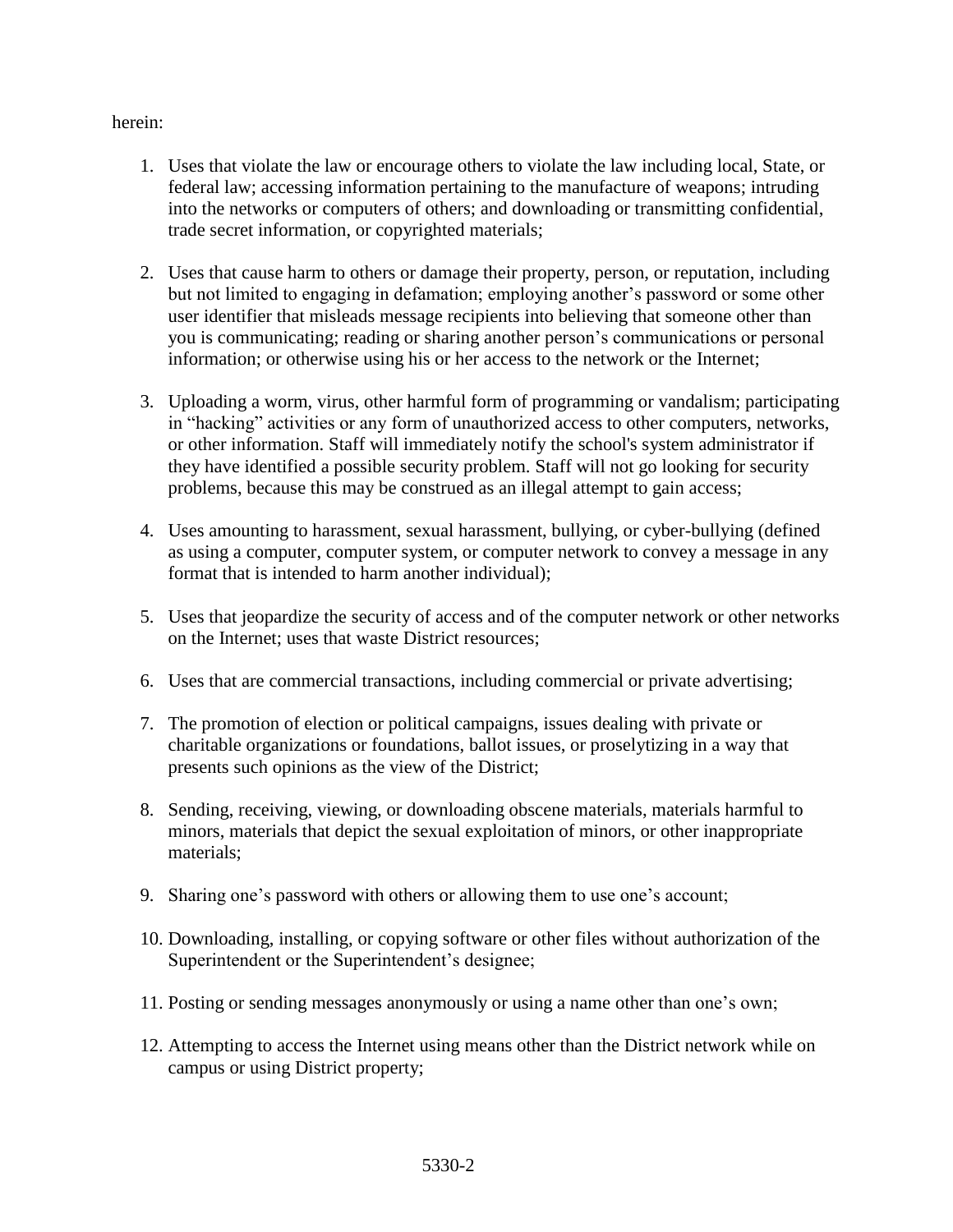herein:

1. Uses that violate the law or encourage others to violate the law including local, State, or federal law; accessing information pertaining to the manufacture of weapons; intruding into the networks or computers of others; and downloading or transmitting confidential, trade secret information, or copyrighted materials;

2. Uses that cause harm to others or damage their property, person, or reputation, including but not limited to engaging in defamation; employing another's password or some other user identifier that misleads message recipients into believing that someone other than you is communicating; reading or sharing another person's communications or personal information; or otherwise using his or her access to the network or the Internet;

3. Uploading a worm, virus, other harmful form of programming or vandalism; participating in "hacking" activities or any form of unauthorized access to other computers, networks, or other information. Staff will immediately notify the school's system administrator if they have identified a possible security problem. Staff will not go looking for security problems, because this may be construed as an illegal attempt to gain access;

4. Uses amounting to harassment, sexual harassment, bullying, or cyber-bullying (defined as using a computer, computer system, or computer network to convey a message in any format that is intended to harm another individual);

5. Uses that jeopardize the security of access and of the computer network or other networks on the Internet; uses that waste District resources;

6. Uses that are commercial transactions, including commercial or private advertising;

7. The promotion of election or political campaigns, issues dealing with private or charitable organizations or foundations, ballot issues, or proselytizing in a way that presents such opinions as the view of the District;

8. Sending, receiving, viewing, or downloading obscene materials, materials harmful to minors, materials that depict the sexual exploitation of minors, or other inappropriate materials;

9. Sharing one's password with others or allowing them to use one's account;

10. Downloading, installing, or copying software or other files without authorization of the Superintendent or the Superintendent's designee;

11. Posting or sending messages anonymously or using a name other than one's own;

12. Attempting to access the Internet using means other than the District network while on campus or using District property;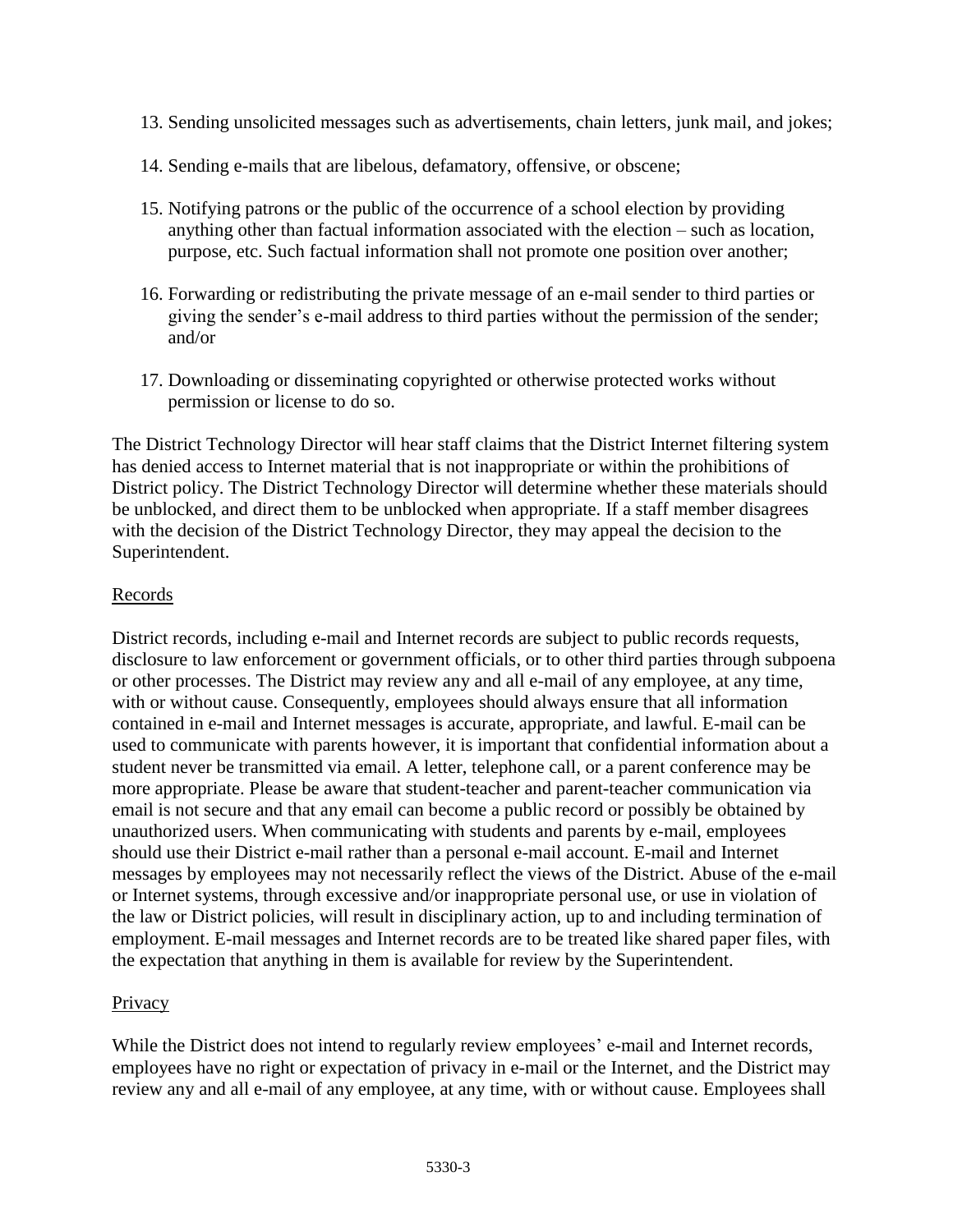13. Sending unsolicited messages such as advertisements, chain letters, junk mail, and jokes;

14. Sending e-mails that are libelous, defamatory, offensive, or obscene;

15. Notifying patrons or the public of the occurrence of a school election by providing anything other than factual information associated with the election – such as location, purpose, etc. Such factual information shall not promote one position over another;

16. Forwarding or redistributing the private message of an e-mail sender to third parties or giving the sender's e-mail address to third parties without the permission of the sender; and/or

17. Downloading or disseminating copyrighted or otherwise protected works without permission or license to do so.

The District Technology Director will hear staff claims that the District Internet filtering system has denied access to Internet material that is not inappropriate or within the prohibitions of District policy. The District Technology Director will determine whether these materials should be unblocked, and direct them to be unblocked when appropriate. If a staff member disagrees with the decision of the District Technology Director, they may appeal the decision to the Superintendent.

## Records

District records, including e-mail and Internet records are subject to public records requests, disclosure to law enforcement or government officials, or to other third parties through subpoena or other processes. The District may review any and all e-mail of any employee, at any time, with or without cause. Consequently, employees should always ensure that all information contained in e-mail and Internet messages is accurate, appropriate, and lawful. E-mail can be used to communicate with parents however, it is important that confidential information about a student never be transmitted via email. A letter, telephone call, or a parent conference may be more appropriate. Please be aware that student-teacher and parent-teacher communication via email is not secure and that any email can become a public record or possibly be obtained by unauthorized users. When communicating with students and parents by e-mail, employees should use their District e-mail rather than a personal e-mail account. E-mail and Internet messages by employees may not necessarily reflect the views of the District. Abuse of the e-mail or Internet systems, through excessive and/or inappropriate personal use, or use in violation of the law or District policies, will result in disciplinary action, up to and including termination of employment. E-mail messages and Internet records are to be treated like shared paper files, with the expectation that anything in them is available for review by the Superintendent.

## Privacy

While the District does not intend to regularly review employees' e-mail and Internet records, employees have no right or expectation of privacy in e-mail or the Internet, and the District may review any and all e-mail of any employee, at any time, with or without cause. Employees shall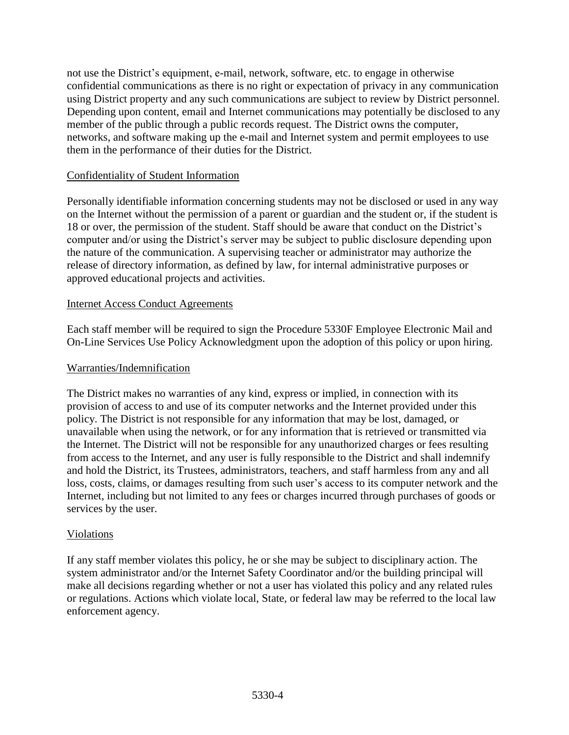not use the District's equipment, e-mail, network, software, etc. to engage in otherwise confidential communications as there is no right or expectation of privacy in any communication using District property and any such communications are subject to review by District personnel. Depending upon content, email and Internet communications may potentially be disclosed to any member of the public through a public records request. The District owns the computer, networks, and software making up the e-mail and Internet system and permit employees to use them in the performance of their duties for the District.

## Confidentiality of Student Information

Personally identifiable information concerning students may not be disclosed or used in any way on the Internet without the permission of a parent or guardian and the student or, if the student is 18 or over, the permission of the student. Staff should be aware that conduct on the District's computer and/or using the District's server may be subject to public disclosure depending upon the nature of the communication. A supervising teacher or administrator may authorize the release of directory information, as defined by law, for internal administrative purposes or approved educational projects and activities.

## Internet Access Conduct Agreements

Each staff member will be required to sign the Procedure 5330F Employee Electronic Mail and On-Line Services Use Policy Acknowledgment upon the adoption of this policy or upon hiring.

## Warranties/Indemnification

The District makes no warranties of any kind, express or implied, in connection with its provision of access to and use of its computer networks and the Internet provided under this policy. The District is not responsible for any information that may be lost, damaged, or unavailable when using the network, or for any information that is retrieved or transmitted via the Internet. The District will not be responsible for any unauthorized charges or fees resulting from access to the Internet, and any user is fully responsible to the District and shall indemnify and hold the District, its Trustees, administrators, teachers, and staff harmless from any and all loss, costs, claims, or damages resulting from such user's access to its computer network and the Internet, including but not limited to any fees or charges incurred through purchases of goods or services by the user.

## Violations

If any staff member violates this policy, he or she may be subject to disciplinary action. The system administrator and/or the Internet Safety Coordinator and/or the building principal will make all decisions regarding whether or not a user has violated this policy and any related rules or regulations. Actions which violate local, State, or federal law may be referred to the local law enforcement agency.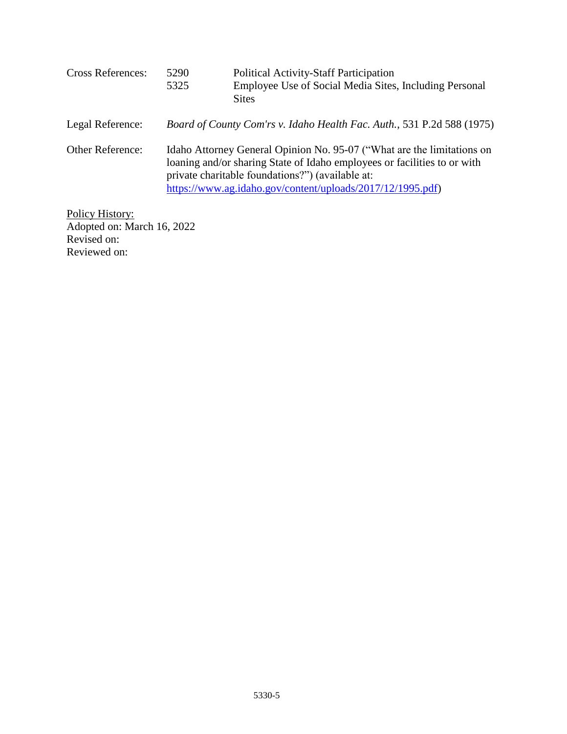| | | |
|---|---|---|
| Cross References: | 5290 | Political Activity-Staff Participation |
| | 5325 | Employee Use of Social Media Sites, Including Personal Sites |

Legal Reference: *Board of County Com'rs v. Idaho Health Fac. Auth.*, 531 P.2d 588 (1975)

Other Reference: Idaho Attorney General Opinion No. 95-07 ("What are the limitations on loaning and/or sharing State of Idaho employees or facilities to or with private charitable foundations?") (available at: [https://www.ag.idaho.gov/content/uploads/2017/12/1995.pdf](https://www.ag.idaho.gov/content/uploads/2017/12/1995.pdf))

Policy History:
Adopted on: March 16, 2022
Revised on:
Reviewed on: